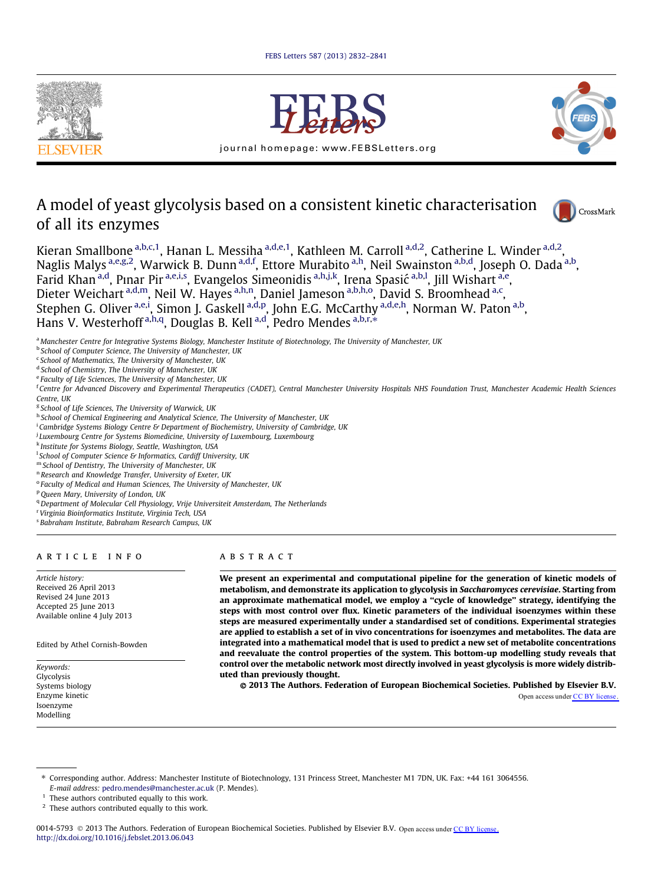# A model of yeast glycolysis based on a consistent kinetic characterisation of all its enzymes

Kieran Smallbone [a,b,c,1], Hanan L. Messiha [a,d,e,1], Kathleen M. Carroll [a,d,2], Catherine L. Winder [a,d,2], Naglis Malys [a,e,g,2], Warwick B. Dunn [a,d,f], Ettore Murabito [a,h], Neil Swainston [a,b,d], Joseph O. Dada [a,b], Farid Khan [a,d], Pınar Pir [a,e,i,s], Evangelos Simeonidis [a,h,j,k], Irena Spasić [a,b,l], Jill Wishart [a,e], Dieter Weichart [a,d,m], Neil W. Hayes [a,h,n], Daniel Jameson [a,b,h,o], David S. Broomhead [a,c], Stephen G. Oliver [a,e,i], Simon J. Gaskell [a,d,p], John E.G. McCarthy [a,d,e,h], Norman W. Paton [a,b], Hans V. Westerhoff [a,h,q], Douglas B. Kell [a,d], Pedro Mendes [a,b,r,*]

[a] Manchester Centre for Integrative Systems Biology, Manchester Institute of Biotechnology, The University of Manchester, UK
[b] School of Computer Science, The University of Manchester, UK
[c] School of Mathematics, The University of Manchester, UK
[d] School of Chemistry, The University of Manchester, UK
[e] Faculty of Life Sciences, The University of Manchester, UK
[f] Centre for Advanced Discovery and Experimental Therapeutics (CADET), Central Manchester University Hospitals NHS Foundation Trust, Manchester Academic Health Sciences Centre, UK
[g] School of Life Sciences, The University of Warwick, UK
[h] School of Chemical Engineering and Analytical Science, The University of Manchester, UK
[i] Cambridge Systems Biology Centre & Department of Biochemistry, University of Cambridge, UK
[j] Luxembourg Centre for Systems Biomedicine, University of Luxembourg, Luxembourg
[k] Institute for Systems Biology, Seattle, Washington, USA
[l] School of Computer Science & Informatics, Cardiff University, UK
[m] School of Dentistry, The University of Manchester, UK
[n] Research and Knowledge Transfer, University of Exeter, UK
[o] Faculty of Medical and Human Sciences, The University of Manchester, UK
[p] Queen Mary, University of London, UK
[q] Department of Molecular Cell Physiology, Vrije Universiteit Amsterdam, The Netherlands
[r] Virginia Bioinformatics Institute, Virginia Tech, USA
[s] Babraham Institute, Babraham Research Campus, UK

## ARTICLE INFO

*Article history:*
Received 26 April 2013
Revised 24 June 2013
Accepted 25 June 2013
Available online 4 July 2013

Edited by Athel Cornish-Bowden

*Keywords:*
Glycolysis
Systems biology
Enzyme kinetic
Isoenzyme
Modelling

## ABSTRACT

**We present an experimental and computational pipeline for the generation of kinetic models of metabolism, and demonstrate its application to glycolysis in *Saccharomyces cerevisiae*. Starting from an approximate mathematical model, we employ a "cycle of knowledge" strategy, identifying the steps with most control over flux. Kinetic parameters of the individual isoenzymes within these steps are measured experimentally under a standardised set of conditions. Experimental strategies are applied to establish a set of in vivo concentrations for isoenzymes and metabolites. The data are integrated into a mathematical model that is used to predict a new set of metabolite concentrations and reevaluate the control properties of the system. This bottom-up modelling study reveals that control over the metabolic network most directly involved in yeast glycolysis is more widely distributed than previously thought.**

**© 2013 The Authors. Federation of European Biochemical Societies. Published by Elsevier B.V.**
Open access under CC BY license.

---

* Corresponding author. Address: Manchester Institute of Biotechnology, 131 Princess Street, Manchester M1 7DN, UK. Fax: +44 161 3064556.
*E-mail address:* pedro.mendes@manchester.ac.uk (P. Mendes).

[1] These authors contributed equally to this work.

[2] These authors contributed equally to this work.

0014-5793 © 2013 The Authors. Federation of European Biochemical Societies. Published by Elsevier B.V. Open access under CC BY license.
http://dx.doi.org/10.1016/j.febslet.2013.06.043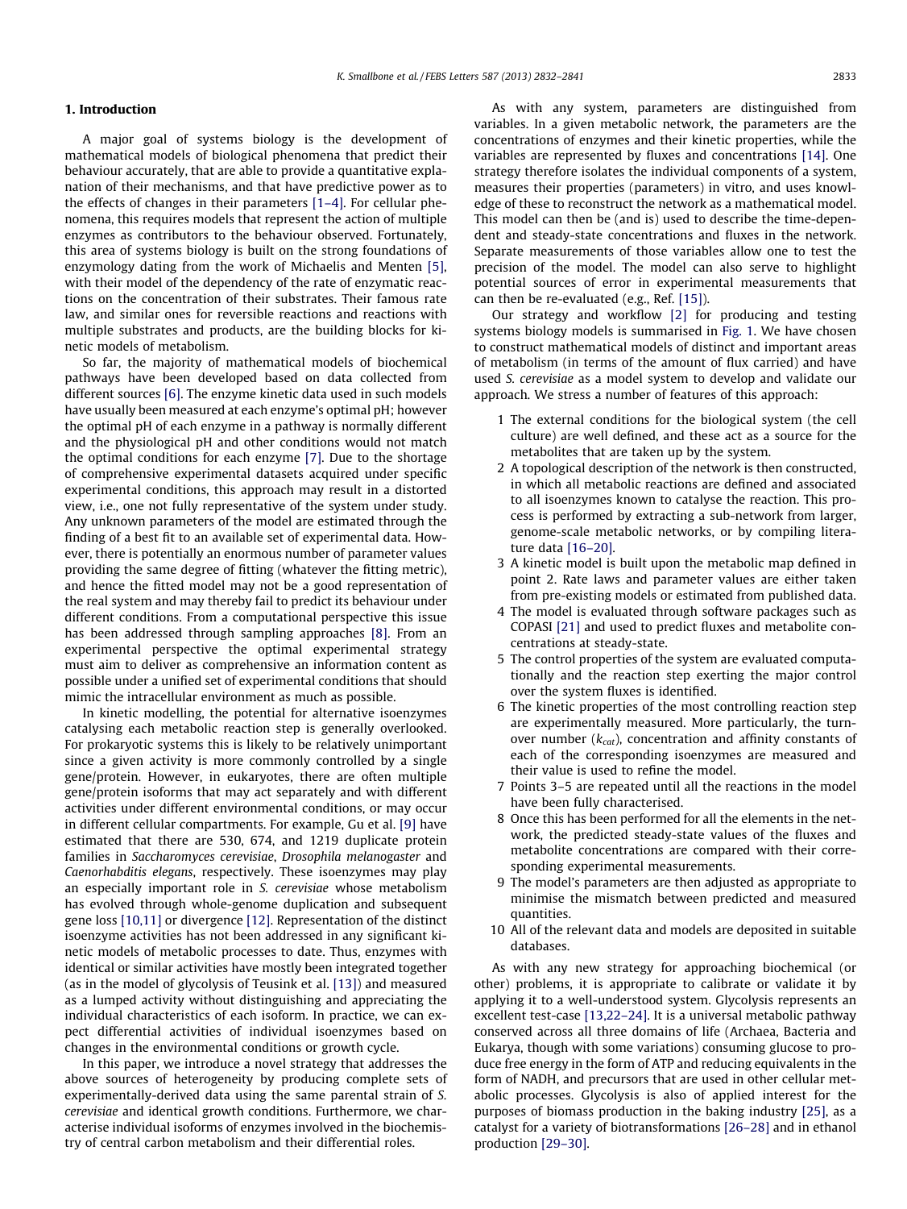## 1. Introduction

A major goal of systems biology is the development of mathematical models of biological phenomena that predict their behaviour accurately, that are able to provide a quantitative explanation of their mechanisms, and that have predictive power as to the effects of changes in their parameters [1–4]. For cellular phenomena, this requires models that represent the action of multiple enzymes as contributors to the behaviour observed. Fortunately, this area of systems biology is built on the strong foundations of enzymology dating from the work of Michaelis and Menten [5], with their model of the dependency of the rate of enzymatic reactions on the concentration of their substrates. Their famous rate law, and similar ones for reversible reactions and reactions with multiple substrates and products, are the building blocks for kinetic models of metabolism.

So far, the majority of mathematical models of biochemical pathways have been developed based on data collected from different sources [6]. The enzyme kinetic data used in such models have usually been measured at each enzyme's optimal pH; however the optimal pH of each enzyme in a pathway is normally different and the physiological pH and other conditions would not match the optimal conditions for each enzyme [7]. Due to the shortage of comprehensive experimental datasets acquired under specific experimental conditions, this approach may result in a distorted view, i.e., one not fully representative of the system under study. Any unknown parameters of the model are estimated through the finding of a best fit to an available set of experimental data. However, there is potentially an enormous number of parameter values providing the same degree of fitting (whatever the fitting metric), and hence the fitted model may not be a good representation of the real system and may thereby fail to predict its behaviour under different conditions. From a computational perspective this issue has been addressed through sampling approaches [8]. From an experimental perspective the optimal experimental strategy must aim to deliver as comprehensive an information content as possible under a unified set of experimental conditions that should mimic the intracellular environment as much as possible.

In kinetic modelling, the potential for alternative isoenzymes catalysing each metabolic reaction step is generally overlooked. For prokaryotic systems this is likely to be relatively unimportant since a given activity is more commonly controlled by a single gene/protein. However, in eukaryotes, there are often multiple gene/protein isoforms that may act separately and with different activities under different environmental conditions, or may occur in different cellular compartments. For example, Gu et al. [9] have estimated that there are 530, 674, and 1219 duplicate protein families in *Saccharomyces cerevisiae*, *Drosophila melanogaster* and *Caenorhabditis elegans*, respectively. These isoenzymes may play an especially important role in *S. cerevisiae* whose metabolism has evolved through whole-genome duplication and subsequent gene loss [10,11] or divergence [12]. Representation of the distinct isoenzyme activities has not been addressed in any significant kinetic models of metabolic processes to date. Thus, enzymes with identical or similar activities have mostly been integrated together (as in the model of glycolysis of Teusink et al. [13]) and measured as a lumped activity without distinguishing and appreciating the individual characteristics of each isoform. In practice, we can expect differential activities of individual isoenzymes based on changes in the environmental conditions or growth cycle.

In this paper, we introduce a novel strategy that addresses the above sources of heterogeneity by producing complete sets of experimentally-derived data using the same parental strain of *S. cerevisiae* and identical growth conditions. Furthermore, we characterise individual isoforms of enzymes involved in the biochemistry of central carbon metabolism and their differential roles.

As with any system, parameters are distinguished from variables. In a given metabolic network, the parameters are the concentrations of enzymes and their kinetic properties, while the variables are represented by fluxes and concentrations [14]. One strategy therefore isolates the individual components of a system, measures their properties (parameters) in vitro, and uses knowledge of these to reconstruct the network as a mathematical model. This model can then be (and is) used to describe the time-dependent and steady-state concentrations and fluxes in the network. Separate measurements of those variables allow one to test the precision of the model. The model can also serve to highlight potential sources of error in experimental measurements that can then be re-evaluated (e.g., Ref. [15]).

Our strategy and workflow [2] for producing and testing systems biology models is summarised in Fig. 1. We have chosen to construct mathematical models of distinct and important areas of metabolism (in terms of the amount of flux carried) and have used *S. cerevisiae* as a model system to develop and validate our approach. We stress a number of features of this approach:

1. The external conditions for the biological system (the cell culture) are well defined, and these act as a source for the metabolites that are taken up by the system.
2. A topological description of the network is then constructed, in which all metabolic reactions are defined and associated to all isoenzymes known to catalyse the reaction. This process is performed by extracting a sub-network from larger, genome-scale metabolic networks, or by compiling literature data [16–20].
3. A kinetic model is built upon the metabolic map defined in point 2. Rate laws and parameter values are either taken from pre-existing models or estimated from published data.
4. The model is evaluated through software packages such as COPASI [21] and used to predict fluxes and metabolite concentrations at steady-state.
5. The control properties of the system are evaluated computationally and the reaction step exerting the major control over the system fluxes is identified.
6. The kinetic properties of the most controlling reaction step are experimentally measured. More particularly, the turnover number ($k_{cat}$), concentration and affinity constants of each of the corresponding isoenzymes are measured and their value is used to refine the model.
7. Points 3–5 are repeated until all the reactions in the model have been fully characterised.
8. Once this has been performed for all the elements in the network, the predicted steady-state values of the fluxes and metabolite concentrations are compared with their corresponding experimental measurements.
9. The model's parameters are then adjusted as appropriate to minimise the mismatch between predicted and measured quantities.
10. All of the relevant data and models are deposited in suitable databases.

As with any new strategy for approaching biochemical (or other) problems, it is appropriate to calibrate or validate it by applying it to a well-understood system. Glycolysis represents an excellent test-case [13,22–24]. It is a universal metabolic pathway conserved across all three domains of life (Archaea, Bacteria and Eukarya, though with some variations) consuming glucose to produce free energy in the form of ATP and reducing equivalents in the form of NADH, and precursors that are used in other cellular metabolic processes. Glycolysis is also of applied interest for the purposes of biomass production in the baking industry [25], as a catalyst for a variety of biotransformations [26–28] and in ethanol production [29–30].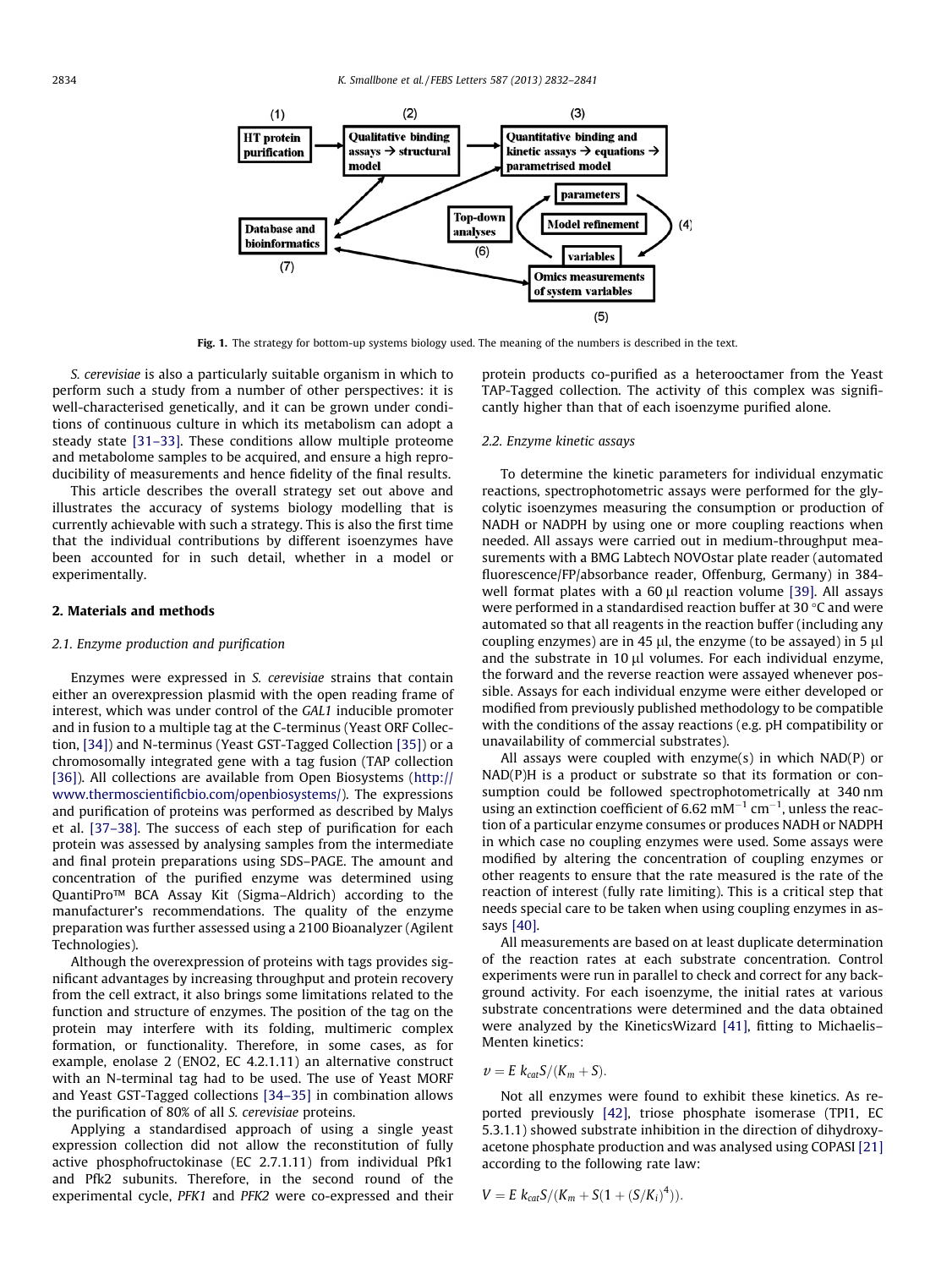Fig. 1. The strategy for bottom-up systems biology used. The meaning of the numbers is described in the text.

*S. cerevisiae* is also a particularly suitable organism in which to perform such a study from a number of other perspectives: it is well-characterised genetically, and it can be grown under conditions of continuous culture in which its metabolism can adopt a steady state [31–33]. These conditions allow multiple proteome and metabolome samples to be acquired, and ensure a high reproducibility of measurements and hence fidelity of the final results.

This article describes the overall strategy set out above and illustrates the accuracy of systems biology modelling that is currently achievable with such a strategy. This is also the first time that the individual contributions by different isoenzymes have been accounted for in such detail, whether in a model or experimentally.

## 2. Materials and methods

### 2.1. Enzyme production and purification

Enzymes were expressed in *S. cerevisiae* strains that contain either an overexpression plasmid with the open reading frame of interest, which was under control of the *GAL1* inducible promoter and in fusion to a multiple tag at the C-terminus (Yeast ORF Collection, [34]) and N-terminus (Yeast GST-Tagged Collection [35]) or a chromosomally integrated gene with a tag fusion (TAP collection [36]). All collections are available from Open Biosystems (http://www.thermoscientificbio.com/openbiosystems/). The expressions and purification of proteins was performed as described by Malys et al. [37–38]. The success of each step of purification for each protein was assessed by analysing samples from the intermediate and final protein preparations using SDS–PAGE. The amount and concentration of the purified enzyme was determined using QuantiPro™ BCA Assay Kit (Sigma–Aldrich) according to the manufacturer's recommendations. The quality of the enzyme preparation was further assessed using a 2100 Bioanalyzer (Agilent Technologies).

Although the overexpression of proteins with tags provides significant advantages by increasing throughput and protein recovery from the cell extract, it also brings some limitations related to the function and structure of enzymes. The position of the tag on the protein may interfere with its folding, multimeric complex formation, or functionality. Therefore, in some cases, as for example, enolase 2 (ENO2, EC 4.2.1.11) an alternative construct with an N-terminal tag had to be used. The use of Yeast MORF and Yeast GST-Tagged collections [34–35] in combination allows the purification of 80% of all *S. cerevisiae* proteins.

Applying a standardised approach of using a single yeast expression collection did not allow the reconstitution of fully active phosphofructokinase (EC 2.7.1.11) from individual Pfk1 and Pfk2 subunits. Therefore, in the second round of the experimental cycle, *PFK1* and *PFK2* were co-expressed and their protein products co-purified as a heterooctamer from the Yeast TAP-Tagged collection. The activity of this complex was significantly higher than that of each isoenzyme purified alone.

### 2.2. Enzyme kinetic assays

To determine the kinetic parameters for individual enzymatic reactions, spectrophotometric assays were performed for the glycolytic isoenzymes measuring the consumption or production of NADH or NADPH by using one or more coupling reactions when needed. All assays were carried out in medium-throughput measurements with a BMG Labtech NOVOstar plate reader (automated fluorescence/FP/absorbance reader, Offenburg, Germany) in 384-well format plates with a 60 μl reaction volume [39]. All assays were performed in a standardised reaction buffer at 30 °C and were automated so that all reagents in the reaction buffer (including any coupling enzymes) are in 45 μl, the enzyme (to be assayed) in 5 μl and the substrate in 10 μl volumes. For each individual enzyme, the forward and the reverse reaction were assayed whenever possible. Assays for each individual enzyme were either developed or modified from previously published methodology to be compatible with the conditions of the assay reactions (e.g. pH compatibility or unavailability of commercial substrates).

All assays were coupled with enzyme(s) in which NAD(P) or NAD(P)H is a product or substrate so that its formation or consumption could be followed spectrophotometrically at 340 nm using an extinction coefficient of 6.62 $mM^{-1}\ cm^{-1}$, unless the reaction of a particular enzyme consumes or produces NADH or NADPH in which case no coupling enzymes were used. Some assays were modified by altering the concentration of coupling enzymes or other reagents to ensure that the rate measured is the rate of the reaction of interest (fully rate limiting). This is a critical step that needs special care to be taken when using coupling enzymes in assays [40].

All measurements are based on at least duplicate determination of the reaction rates at each substrate concentration. Control experiments were run in parallel to check and correct for any background activity. For each isoenzyme, the initial rates at various substrate concentrations were determined and the data obtained were analyzed by the KineticsWizard [41], fitting to Michaelis–Menten kinetics:

$$v = E\ k_{cat} S/(K_m + S).$$

Not all enzymes were found to exhibit these kinetics. As reported previously [42], triose phosphate isomerase (TPI1, EC 5.3.1.1) showed substrate inhibition in the direction of dihydroxyacetone phosphate production and was analysed using COPASI [21] according to the following rate law:

$$V = E\ k_{cat} S/(K_m + S(1 + (S/K_i)^4)).$$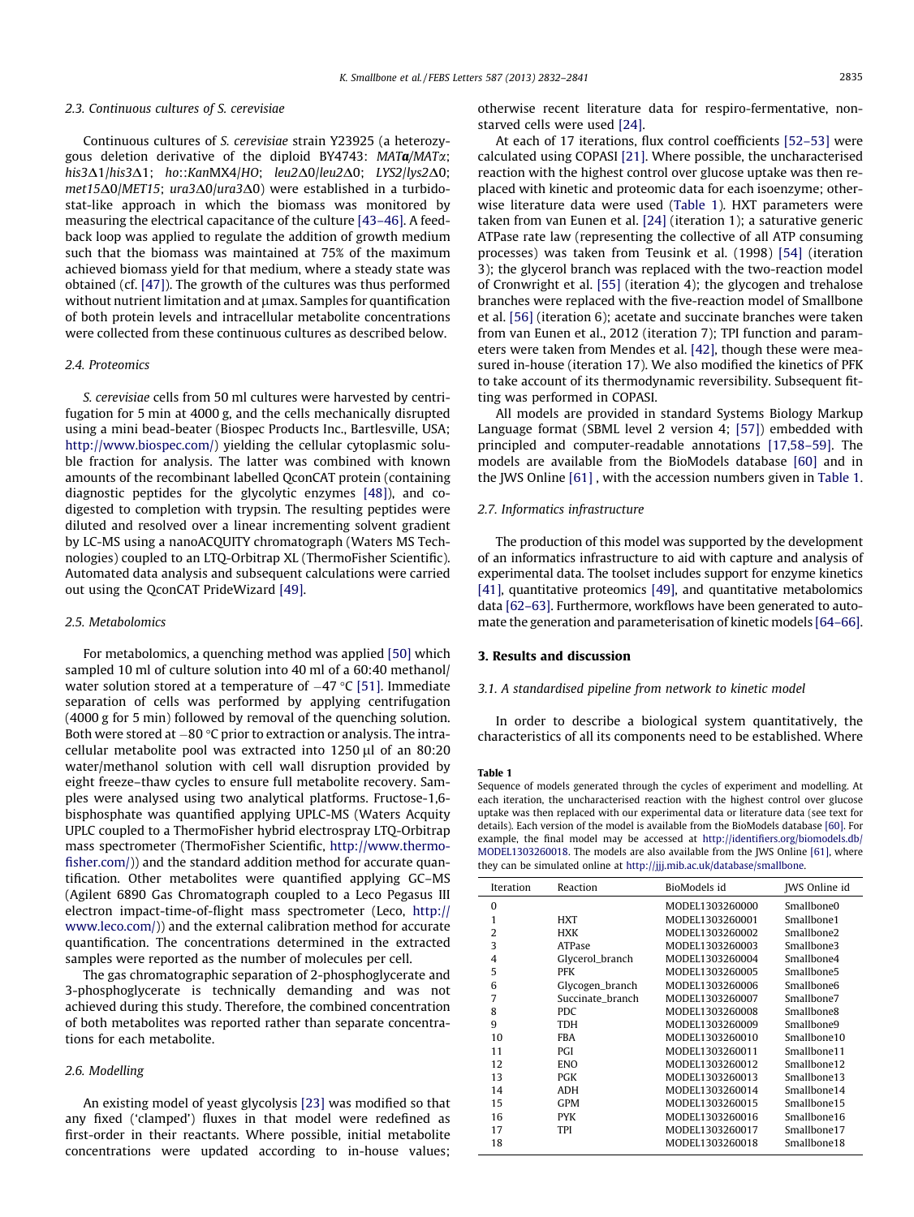### 2.3. Continuous cultures of S. cerevisiae

Continuous cultures of *S. cerevisiae* strain Y23925 (a heterozygous deletion derivative of the diploid BY4743: *MAT***a**/*MAT*α; *his3*Δ1/*his3*Δ1; *ho*::*Kan*MX4/*HO*; *leu2*Δ0/*leu2*Δ0; *LYS2*/*lys2*Δ0; *met15*Δ0/*MET15*; *ura3*Δ0/*ura3*Δ0) were established in a turbidostat-like approach in which the biomass was monitored by measuring the electrical capacitance of the culture [43–46]. A feedback loop was applied to regulate the addition of growth medium such that the biomass was maintained at 75% of the maximum achieved biomass yield for that medium, where a steady state was obtained (cf. [47]). The growth of the cultures was thus performed without nutrient limitation and at μmax. Samples for quantification of both protein levels and intracellular metabolite concentrations were collected from these continuous cultures as described below.

### 2.4. Proteomics

*S. cerevisiae* cells from 50 ml cultures were harvested by centrifugation for 5 min at 4000 g, and the cells mechanically disrupted using a mini bead-beater (Biospec Products Inc., Bartlesville, USA; http://www.biospec.com/) yielding the cellular cytoplasmic soluble fraction for analysis. The latter was combined with known amounts of the recombinant labelled QconCAT protein (containing diagnostic peptides for the glycolytic enzymes [48]), and co-digested to completion with trypsin. The resulting peptides were diluted and resolved over a linear incrementing solvent gradient by LC-MS using a nanoACQUITY chromatograph (Waters MS Technologies) coupled to an LTQ-Orbitrap XL (ThermoFisher Scientific). Automated data analysis and subsequent calculations were carried out using the QconCAT PrideWizard [49].

### 2.5. Metabolomics

For metabolomics, a quenching method was applied [50] which sampled 10 ml of culture solution into 40 ml of a 60:40 methanol/water solution stored at a temperature of −47 °C [51]. Immediate separation of cells was performed by applying centrifugation (4000 g for 5 min) followed by removal of the quenching solution. Both were stored at −80 °C prior to extraction or analysis. The intracellular metabolite pool was extracted into 1250 μl of an 80:20 water/methanol solution with cell wall disruption provided by eight freeze–thaw cycles to ensure full metabolite recovery. Samples were analysed using two analytical platforms. Fructose-1,6-bisphosphate was quantified applying UPLC-MS (Waters Acquity UPLC coupled to a ThermoFisher hybrid electrospray LTQ-Orbitrap mass spectrometer (ThermoFisher Scientific, http://www.thermofisher.com/)) and the standard addition method for accurate quantification. Other metabolites were quantified applying GC–MS (Agilent 6890 Gas Chromatograph coupled to a Leco Pegasus III electron impact-time-of-flight mass spectrometer (Leco, http://www.leco.com/)) and the external calibration method for accurate quantification. The concentrations determined in the extracted samples were reported as the number of molecules per cell.

The gas chromatographic separation of 2-phosphoglycerate and 3-phosphoglycerate is technically demanding and was not achieved during this study. Therefore, the combined concentration of both metabolites was reported rather than separate concentrations for each metabolite.

### 2.6. Modelling

An existing model of yeast glycolysis [23] was modified so that any fixed ('clamped') fluxes in that model were redefined as first-order in their reactants. Where possible, initial metabolite concentrations were updated according to in-house values; otherwise recent literature data for respiro-fermentative, non-starved cells were used [24].

At each of 17 iterations, flux control coefficients [52–53] were calculated using COPASI [21]. Where possible, the uncharacterised reaction with the highest control over glucose uptake was then replaced with kinetic and proteomic data for each isoenzyme; otherwise literature data were used (Table 1). HXT parameters were taken from van Eunen et al. [24] (iteration 1); a saturative generic ATPase rate law (representing the collective of all ATP consuming processes) was taken from Teusink et al. (1998) [54] (iteration 3); the glycerol branch was replaced with the two-reaction model of Cronwright et al. [55] (iteration 4); the glycogen and trehalose branches were replaced with the five-reaction model of Smallbone et al. [56] (iteration 6); acetate and succinate branches were taken from van Eunen et al., 2012 (iteration 7); TPI function and parameters were taken from Mendes et al. [42], though these were measured in-house (iteration 17). We also modified the kinetics of PFK to take account of its thermodynamic reversibility. Subsequent fitting was performed in COPASI.

All models are provided in standard Systems Biology Markup Language format (SBML level 2 version 4; [57]) embedded with principled and computer-readable annotations [17,58–59]. The models are available from the BioModels database [60] and in the JWS Online [61], with the accession numbers given in Table 1.

### 2.7. Informatics infrastructure

The production of this model was supported by the development of an informatics infrastructure to aid with capture and analysis of experimental data. The toolset includes support for enzyme kinetics [41], quantitative proteomics [49], and quantitative metabolomics data [62–63]. Furthermore, workflows have been generated to automate the generation and parameterisation of kinetic models [64–66].

## 3. Results and discussion

### 3.1. A standardised pipeline from network to kinetic model

In order to describe a biological system quantitatively, the characteristics of all its components need to be established. Where

**Table 1**

Sequence of models generated through the cycles of experiment and modelling. At each iteration, the uncharacterised reaction with the highest control over glucose uptake was then replaced with our experimental data or literature data (see text for details). Each version of the model is available from the BioModels database [60]. For example, the final model may be accessed at http://identifiers.org/biomodels.db/MODEL1303260018. The models are also available from the JWS Online [61], where they can be simulated online at http://jjj.mib.ac.uk/database/smallbone.

| Iteration | Reaction | BioModels id | JWS Online id |
|---|---|---|---|
| 0 | | MODEL1303260000 | Smallbone0 |
| 1 | HXT | MODEL1303260001 | Smallbone1 |
| 2 | HXK | MODEL1303260002 | Smallbone2 |
| 3 | ATPase | MODEL1303260003 | Smallbone3 |
| 4 | Glycerol_branch | MODEL1303260004 | Smallbone4 |
| 5 | PFK | MODEL1303260005 | Smallbone5 |
| 6 | Glycogen_branch | MODEL1303260006 | Smallbone6 |
| 7 | Succinate_branch | MODEL1303260007 | Smallbone7 |
| 8 | PDC | MODEL1303260008 | Smallbone8 |
| 9 | TDH | MODEL1303260009 | Smallbone9 |
| 10 | FBA | MODEL1303260010 | Smallbone10 |
| 11 | PGI | MODEL1303260011 | Smallbone11 |
| 12 | ENO | MODEL1303260012 | Smallbone12 |
| 13 | PGK | MODEL1303260013 | Smallbone13 |
| 14 | ADH | MODEL1303260014 | Smallbone14 |
| 15 | GPM | MODEL1303260015 | Smallbone15 |
| 16 | PYK | MODEL1303260016 | Smallbone16 |
| 17 | TPI | MODEL1303260017 | Smallbone17 |
| 18 | | MODEL1303260018 | Smallbone18 |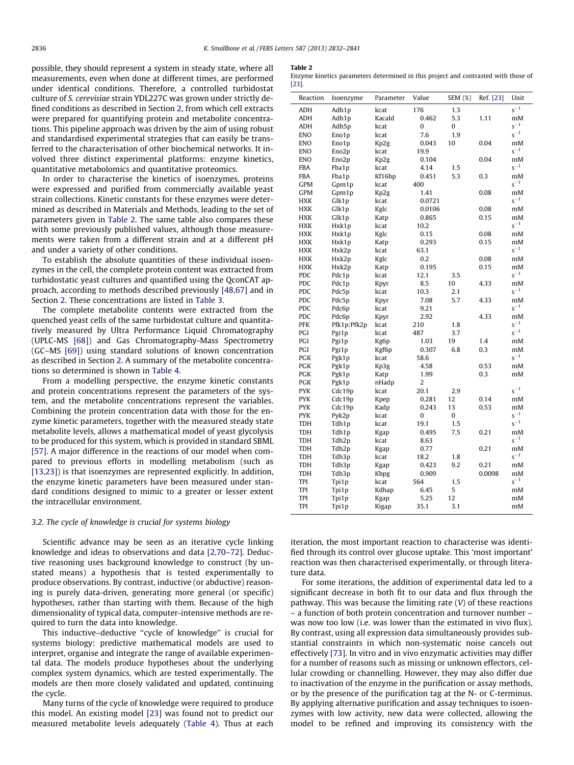possible, they should represent a system in steady state, where all measurements, even when done at different times, are performed under identical conditions. Therefore, a controlled turbidostat culture of *S. cerevisiae* strain YDL227C was grown under strictly defined conditions as described in Section 2, from which cell extracts were prepared for quantifying protein and metabolite concentrations. This pipeline approach was driven by the aim of using robust and standardised experimental strategies that can easily be transferred to the characterisation of other biochemical networks. It involved three distinct experimental platforms: enzyme kinetics, quantitative metabolomics and quantitative proteomics.

In order to characterise the kinetics of isoenzymes, proteins were expressed and purified from commercially available yeast strain collections. Kinetic constants for these enzymes were determined as described in Materials and Methods, leading to the set of parameters given in Table 2. The same table also compares these with some previously published values, although those measurements were taken from a different strain and at a different pH and under a variety of other conditions.

To establish the absolute quantities of these individual isoenzymes in the cell, the complete protein content was extracted from turbidostatic yeast cultures and quantified using the QconCAT approach, according to methods described previously [48,67] and in Section 2. These concentrations are listed in Table 3.

The complete metabolite contents were extracted from the quenched yeast cells of the same turbidostat culture and quantitatively measured by Ultra Performance Liquid Chromatography (UPLC-MS [68]) and Gas Chromatography-Mass Spectrometry (GC–MS [69]) using standard solutions of known concentration as described in Section 2. A summary of the metabolite concentrations so determined is shown in Table 4.

From a modelling perspective, the enzyme kinetic constants and protein concentrations represent the parameters of the system, and the metabolite concentrations represent the variables. Combining the protein concentration data with those for the enzyme kinetic parameters, together with the measured steady state metabolite levels, allows a mathematical model of yeast glycolysis to be produced for this system, which is provided in standard SBML [57]. A major difference in the reactions of our model when compared to previous efforts in modelling metabolism (such as [13,23]) is that isoenzymes are represented explicitly. In addition, the enzyme kinetic parameters have been measured under standard conditions designed to mimic to a greater or lesser extent the intracellular environment.

**Table 2**
Enzyme kinetics parameters determined in this project and contrasted with those of [23].

| Reaction | Isoenzyme | Parameter | Value | SEM (%) | Ref. [23] | Unit |
|---|---|---|---|---|---|---|
| ADH | Adh1p | kcat | 176 | 1.3 | | $s^{-1}$ |
| ADH | Adh1p | Kacald | 0.462 | 5.3 | 1.11 | mM |
| ADH | Adh5p | kcat | 0 | 0 | | $s^{-1}$ |
| ENO | Eno1p | kcat | 7.6 | 1.9 | | $s^{-1}$ |
| ENO | Eno1p | Kp2g | 0.043 | 10 | 0.04 | mM |
| ENO | Eno2p | kcat | 19.9 | | | $s^{-1}$ |
| ENO | Eno2p | Kp2g | 0.104 | | 0.04 | mM |
| FBA | Fba1p | kcat | 4.14 | 1.5 | | $s^{-1}$ |
| FBA | Fba1p | Kf16bp | 0.451 | 5.3 | 0.3 | mM |
| GPM | Gpm1p | kcat | 400 | | | $s^{-1}$ |
| GPM | Gpm1p | Kp2g | 1.41 | | 0.08 | mM |
| HXK | Glk1p | kcat | 0.0721 | | | $s^{-1}$ |
| HXK | Glk1p | Kglc | 0.0106 | | 0.08 | mM |
| HXK | Glk1p | Katp | 0.865 | | 0.15 | mM |
| HXK | Hxk1p | kcat | 10.2 | | | $s^{-1}$ |
| HXK | Hxk1p | Kglc | 0.15 | | 0.08 | mM |
| HXK | Hxk1p | Katp | 0.293 | | 0.15 | mM |
| HXK | Hxk2p | kcat | 63.1 | | | $s^{-1}$ |
| HXK | Hxk2p | Kglc | 0.2 | | 0.08 | mM |
| HXK | Hxk2p | Katp | 0.195 | | 0.15 | mM |
| PDC | Pdc1p | kcat | 12.1 | 3.5 | | $s^{-1}$ |
| PDC | Pdc1p | Kpyr | 8.5 | 10 | 4.33 | mM |
| PDC | Pdc5p | kcat | 10.3 | 2.1 | | $s^{-1}$ |
| PDC | Pdc5p | Kpyr | 7.08 | 5.7 | 4.33 | mM |
| PDC | Pdc6p | kcat | 9.21 | | | $s^{-1}$ |
| PDC | Pdc6p | Kpyr | 2.92 | | 4.33 | mM |
| PFK | Pfk1p:Pfk2p | kcat | 210 | 1.8 | | $s^{-1}$ |
| PGI | Pgi1p | kcat | 487 | 3.7 | | $s^{-1}$ |
| PGI | Pgi1p | Kg6p | 1.03 | 19 | 1.4 | mM |
| PGI | Pgi1p | Kgf6p | 0.307 | 6.8 | 0.3 | mM |
| PGK | Pgk1p | kcat | 58.6 | | | $s^{-1}$ |
| PGK | Pgk1p | Kp3g | 4.58 | | 0.53 | mM |
| PGK | Pgk1p | Katp | 1.99 | | 0.3 | mM |
| PGK | Pgk1p | nHadp | 2 | | | |
| PYK | Cdc19p | kcat | 20.1 | 2.9 | | $s^{-1}$ |
| PYK | Cdc19p | Kpep | 0.281 | 12 | 0.14 | mM |
| PYK | Cdc19p | Kadp | 0.243 | 13 | 0.53 | mM |
| PYK | Pyk2p | kcat | 0 | 0 | | $s^{-1}$ |
| TDH | Tdh1p | kcat | 19.1 | 1.5 | | $s^{-1}$ |
| TDH | Tdh1p | Kgap | 0.495 | 7.5 | 0.21 | mM |
| TDH | Tdh2p | kcat | 8.63 | | | $s^{-1}$ |
| TDH | Tdh2p | Kgap | 0.77 | | 0.21 | mM |
| TDH | Tdh3p | kcat | 18.2 | 1.8 | | $s^{-1}$ |
| TDH | Tdh3p | Kgap | 0.423 | 9.2 | 0.21 | mM |
| TDH | Tdh3p | Kbpg | 0.909 | | 0.0098 | mM |
| TPI | Tpi1p | kcat | 564 | 1.5 | | $s^{-1}$ |
| TPI | Tpi1p | Kdhap | 6.45 | 5 | | mM |
| TPI | Tpi1p | Kgap | 5.25 | 12 | | mM |
| TPI | Tpi1p | Kigap | 35.1 | 3.1 | | mM |

### 3.2. The cycle of knowledge is crucial for systems biology

Scientific advance may be seen as an iterative cycle linking knowledge and ideas to observations and data [2,70–72]. Deductive reasoning uses background knowledge to construct (by unstated means) a hypothesis that is tested experimentally to produce observations. By contrast, inductive (or abductive) reasoning is purely data-driven, generating more general (or specific) hypotheses, rather than starting with them. Because of the high dimensionality of typical data, computer-intensive methods are required to turn the data into knowledge.

This inductive–deductive "cycle of knowledge" is crucial for systems biology: predictive mathematical models are used to interpret, organise and integrate the range of available experimental data. The models produce hypotheses about the underlying complex system dynamics, which are tested experimentally. The models are then more closely validated and updated, continuing the cycle.

Many turns of the cycle of knowledge were required to produce this model. An existing model [23] was found not to predict our measured metabolite levels adequately (Table 4). Thus at each iteration, the most important reaction to characterise was identified through its control over glucose uptake. This 'most important' reaction was then characterised experimentally, or through literature data.

For some iterations, the addition of experimental data led to a significant decrease in both fit to our data and flux through the pathway. This was because the limiting rate ($V$) of these reactions – a function of both protein concentration and turnover number – was now too low (i.e. was lower than the estimated in vivo flux). By contrast, using all expression data simultaneously provides substantial constraints in which non-systematic noise cancels out effectively [73]. In vitro and in vivo enzymatic activities may differ for a number of reasons such as missing or unknown effectors, cellular crowding or channelling. However, they may also differ due to inactivation of the enzyme in the purification or assay methods, or by the presence of the purification tag at the N- or C-terminus. By applying alternative purification and assay techniques to isoenzymes with low activity, new data were collected, allowing the model to be refined and improving its consistency with the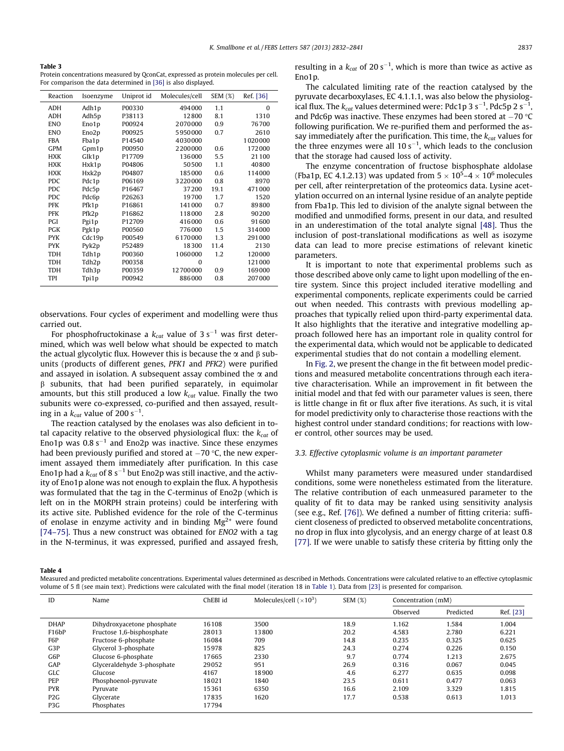**Table 3**
Protein concentrations measured by QconCat, expressed as protein molecules per cell. For comparison the data determined in [36] is also displayed.

| Reaction | Isoenzyme | Uniprot id | Molecules/cell | SEM (%) | Ref. [36] |
|---|---|---|---|---|---|
| ADH | Adh1p | P00330 | 494000 | 1.1 | 0 |
| ADH | Adh5p | P38113 | 12800 | 8.1 | 1310 |
| ENO | Eno1p | P00924 | 2070000 | 0.9 | 76700 |
| ENO | Eno2p | P00925 | 5950000 | 0.7 | 2610 |
| FBA | Fba1p | P14540 | 4030000 | | 1020000 |
| GPM | Gpm1p | P00950 | 2200000 | 0.6 | 172000 |
| HXK | Glk1p | P17709 | 136000 | 5.5 | 21100 |
| HXK | Hxk1p | P04806 | 50500 | 1.1 | 40800 |
| HXK | Hxk2p | P04807 | 185000 | 0.6 | 114000 |
| PDC | Pdc1p | P06169 | 3220000 | 0.8 | 8970 |
| PDC | Pdc5p | P16467 | 37200 | 19.1 | 471000 |
| PDC | Pdc6p | P26263 | 19700 | 1.7 | 1520 |
| PFK | Pfk1p | P16861 | 141000 | 0.7 | 89800 |
| PFK | Pfk2p | P16862 | 118000 | 2.8 | 90200 |
| PGI | Pgi1p | P12709 | 416000 | 0.6 | 91600 |
| PGK | Pgk1p | P00560 | 776000 | 1.5 | 314000 |
| PYK | Cdc19p | P00549 | 6170000 | 1.3 | 291000 |
| PYK | Pyk2p | P52489 | 18300 | 11.4 | 2130 |
| TDH | Tdh1p | P00360 | 1060000 | 1.2 | 120000 |
| TDH | Tdh2p | P00358 | 0 | | 121000 |
| TDH | Tdh3p | P00359 | 12700000 | 0.9 | 169000 |
| TPI | Tpi1p | P00942 | 886000 | 0.8 | 207000 |

observations. Four cycles of experiment and modelling were thus carried out.

For phosphofructokinase a $k_{cat}$ value of 3 $s^{-1}$ was first determined, which was well below what should be expected to match the actual glycolytic flux. However this is because the $\alpha$ and $\beta$ subunits (products of different genes, *PFK1* and *PFK2*) were purified and assayed in isolation. A subsequent assay combined the $\alpha$ and $\beta$ subunits, that had been purified separately, in equimolar amounts, but this still produced a low $k_{cat}$ value. Finally the two subunits were co-expressed, co-purified and then assayed, resulting in a $k_{cat}$ value of 200 $s^{-1}$.

The reaction catalysed by the enolases was also deficient in total capacity relative to the observed physiological flux: the $k_{cat}$ of Eno1p was 0.8 $s^{-1}$ and Eno2p was inactive. Since these enzymes had been previously purified and stored at −70 °C, the new experiment assayed them immediately after purification. In this case Eno1p had a $k_{cat}$ of 8 $s^{-1}$ but Eno2p was still inactive, and the activity of Eno1p alone was not enough to explain the flux. A hypothesis was formulated that the tag in the C-terminus of Eno2p (which is left on in the MORPH strain proteins) could be interfering with its active site. Published evidence for the role of the C-terminus of enolase in enzyme activity and in binding $Mg^{2+}$ were found [74–75]. Thus a new construct was obtained for *ENO2* with a tag in the N-terminus, it was expressed, purified and assayed fresh, resulting in a $k_{cat}$ of 20 $s^{-1}$, which is more than twice as active as Eno1p.

The calculated limiting rate of the reaction catalysed by the pyruvate decarboxylases, EC 4.1.1.1, was also below the physiological flux. The $k_{cat}$ values determined were: Pdc1p 3 $s^{-1}$, Pdc5p 2 $s^{-1}$, and Pdc6p was inactive. These enzymes had been stored at −70 °C following purification. We re-purified them and performed the assay immediately after the purification. This time, the $k_{cat}$ values for the three enzymes were all 10 $s^{-1}$, which leads to the conclusion that the storage had caused loss of activity.

The enzyme concentration of fructose bisphosphate aldolase (Fba1p, EC 4.1.2.13) was updated from $5 \times 10^5$–$4 \times 10^6$ molecules per cell, after reinterpretation of the proteomics data. Lysine acetylation occurred on an internal lysine residue of an analyte peptide from Fba1p. This led to division of the analyte signal between the modified and unmodified forms, present in our data, and resulted in an underestimation of the total analyte signal [48]. Thus the inclusion of post-translational modifications as well as isozyme data can lead to more precise estimations of relevant kinetic parameters.

It is important to note that experimental problems such as those described above only came to light upon modelling of the entire system. Since this project included iterative modelling and experimental components, replicate experiments could be carried out when needed. This contrasts with previous modelling approaches that typically relied upon third-party experimental data. It also highlights that the iterative and integrative modelling approach followed here has an important role in quality control for the experimental data, which would not be applicable to dedicated experimental studies that do not contain a modelling element.

In Fig. 2, we present the change in the fit between model predictions and measured metabolite concentrations through each iterative characterisation. While an improvement in fit between the initial model and that fed with our parameter values is seen, there is little change in fit or flux after five iterations. As such, it is vital for model predictivity only to characterise those reactions with the highest control under standard conditions; for reactions with lower control, other sources may be used.

### 3.3. Effective cytoplasmic volume is an important parameter

Whilst many parameters were measured under standardised conditions, some were nonetheless estimated from the literature. The relative contribution of each unmeasured parameter to the quality of fit to data may be ranked using sensitivity analysis (see e.g., Ref. [76]). We defined a number of fitting criteria: sufficient closeness of predicted to observed metabolite concentrations, no drop in flux into glycolysis, and an energy charge of at least 0.8 [77]. If we were unable to satisfy these criteria by fitting only the

**Table 4**
Measured and predicted metabolite concentrations. Experimental values determined as described in Methods. Concentrations were calculated relative to an effective cytoplasmic volume of 5 fl (see main text). Predictions were calculated with the final model (iteration 18 in Table 1). Data from [23] is presented for comparison.

| ID | Name | ChEBI id | Molecules/cell ($\times 10^3$) | SEM (%) | Concentration (mM) | | |
|---|---|---|---|---|---|---|---|
| | | | | | Observed | Predicted | Ref. [23] |
| DHAP | Dihydroxyacetone phosphate | 16108 | 3500 | 18.9 | 1.162 | 1.584 | 1.004 |
| F16bP | Fructose 1,6-bisphosphate | 28013 | 13800 | 20.2 | 4.583 | 2.780 | 6.221 |
| F6P | Fructose 6-phosphate | 16084 | 709 | 14.8 | 0.235 | 0.325 | 0.625 |
| G3P | Glycerol 3-phosphate | 15978 | 825 | 24.3 | 0.274 | 0.226 | 0.150 |
| G6P | Glucose 6-phosphate | 17665 | 2330 | 9.7 | 0.774 | 1.213 | 2.675 |
| GAP | Glyceraldehyde 3-phosphate | 29052 | 951 | 26.9 | 0.316 | 0.067 | 0.045 |
| GLC | Glucose | 4167 | 18900 | 4.6 | 6.277 | 0.635 | 0.098 |
| PEP | Phosphoenol-pyruvate | 18021 | 1840 | 23.5 | 0.611 | 0.477 | 0.063 |
| PYR | Pyruvate | 15361 | 6350 | 16.6 | 2.109 | 3.329 | 1.815 |
| P2G | Glycerate | 17835 | 1620 | 17.7 | 0.538 | 0.613 | 1.013 |
| P3G | Phosphates | 17794 | | | | | |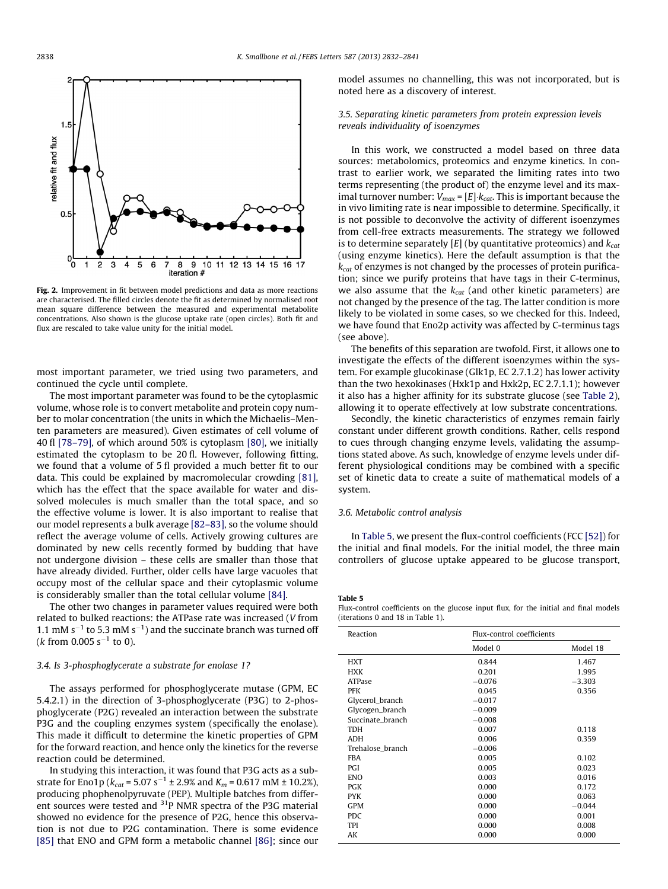Fig. 2. Improvement in fit between model predictions and data as more reactions are characterised. The filled circles denote the fit as determined by normalised root mean square difference between the measured and experimental metabolite concentrations. Also shown is the glucose uptake rate (open circles). Both fit and flux are rescaled to take value unity for the initial model.

most important parameter, we tried using two parameters, and continued the cycle until complete.

The most important parameter was found to be the cytoplasmic volume, whose role is to convert metabolite and protein copy number to molar concentration (the units in which the Michaelis–Menten parameters are measured). Given estimates of cell volume of 40 fl [78–79], of which around 50% is cytoplasm [80], we initially estimated the cytoplasm to be 20 fl. However, following fitting, we found that a volume of 5 fl provided a much better fit to our data. This could be explained by macromolecular crowding [81], which has the effect that the space available for water and dissolved molecules is much smaller than the total space, and so the effective volume is lower. It is also important to realise that our model represents a bulk average [82–83], so the volume should reflect the average volume of cells. Actively growing cultures are dominated by new cells recently formed by budding that have not undergone division – these cells are smaller than those that have already divided. Further, older cells have large vacuoles that occupy most of the cellular space and their cytoplasmic volume is considerably smaller than the total cellular volume [84].

The other two changes in parameter values required were both related to bulked reactions: the ATPase rate was increased ($V$ from 1.1 mM $s^{-1}$ to 5.3 mM $s^{-1}$) and the succinate branch was turned off ($k$ from 0.005 $s^{-1}$ to 0).

### 3.4. Is 3-phosphoglycerate a substrate for enolase 1?

The assays performed for phosphoglycerate mutase (GPM, EC 5.4.2.1) in the direction of 3-phosphoglycerate (P3G) to 2-phosphoglycerate (P2G) revealed an interaction between the substrate P3G and the coupling enzymes system (specifically the enolase). This made it difficult to determine the kinetic properties of GPM for the forward reaction, and hence only the kinetics for the reverse reaction could be determined.

In studying this interaction, it was found that P3G acts as a substrate for Eno1p ($k_{cat}$ = 5.07 $s^{-1}$ ± 2.9% and $K_m$ = 0.617 mM ± 10.2%), producing phophenolpyruvate (PEP). Multiple batches from different sources were tested and $^{31}$P NMR spectra of the P3G material showed no evidence for the presence of P2G, hence this observation is not due to P2G contamination. There is some evidence [85] that ENO and GPM form a metabolic channel [86]; since our model assumes no channelling, this was not incorporated, but is noted here as a discovery of interest.

### 3.5. Separating kinetic parameters from protein expression levels reveals individuality of isoenzymes

In this work, we constructed a model based on three data sources: metabolomics, proteomics and enzyme kinetics. In contrast to earlier work, we separated the limiting rates into two terms representing (the product of) the enzyme level and its maximal turnover number: $V_{max} = [E]\cdot k_{cat}$. This is important because the in vivo limiting rate is near impossible to determine. Specifically, it is not possible to deconvolve the activity of different isoenzymes from cell-free extracts measurements. The strategy we followed is to determine separately $[E]$ (by quantitative proteomics) and $k_{cat}$ (using enzyme kinetics). Here the default assumption is that the $k_{cat}$ of enzymes is not changed by the processes of protein purification; since we purify proteins that have tags in their C-terminus, we also assume that the $k_{cat}$ (and other kinetic parameters) are not changed by the presence of the tag. The latter condition is more likely to be violated in some cases, so we checked for this. Indeed, we have found that Eno2p activity was affected by C-terminus tags (see above).

The benefits of this separation are twofold. First, it allows one to investigate the effects of the different isoenzymes within the system. For example glucokinase (Glk1p, EC 2.7.1.2) has lower activity than the two hexokinases (Hxk1p and Hxk2p, EC 2.7.1.1); however it also has a higher affinity for its substrate glucose (see Table 2), allowing it to operate effectively at low substrate concentrations.

Secondly, the kinetic characteristics of enzymes remain fairly constant under different growth conditions. Rather, cells respond to cues through changing enzyme levels, validating the assumptions stated above. As such, knowledge of enzyme levels under different physiological conditions may be combined with a specific set of kinetic data to create a suite of mathematical models of a system.

### 3.6. Metabolic control analysis

In Table 5, we present the flux-control coefficients (FCC [52]) for the initial and final models. For the initial model, the three main controllers of glucose uptake appeared to be glucose transport,

**Table 5**
Flux-control coefficients on the glucose input flux, for the initial and final models (iterations 0 and 18 in Table 1).

| Reaction | Flux-control coefficients | |
|---|---|---|
| | Model 0 | Model 18 |
| HXT | 0.844 | 1.467 |
| HXK | 0.201 | 1.995 |
| ATPase | −0.076 | −3.303 |
| PFK | 0.045 | 0.356 |
| Glycerol_branch | −0.017 | |
| Glycogen_branch | −0.009 | |
| Succinate_branch | −0.008 | |
| TDH | 0.007 | 0.118 |
| ADH | 0.006 | 0.359 |
| Trehalose_branch | −0.006 | |
| FBA | 0.005 | 0.102 |
| PGI | 0.005 | 0.023 |
| ENO | 0.003 | 0.016 |
| PGK | 0.000 | 0.172 |
| PYK | 0.000 | 0.063 |
| GPM | 0.000 | −0.044 |
| PDC | 0.000 | 0.001 |
| TPI | 0.000 | 0.008 |
| AK | 0.000 | 0.000 |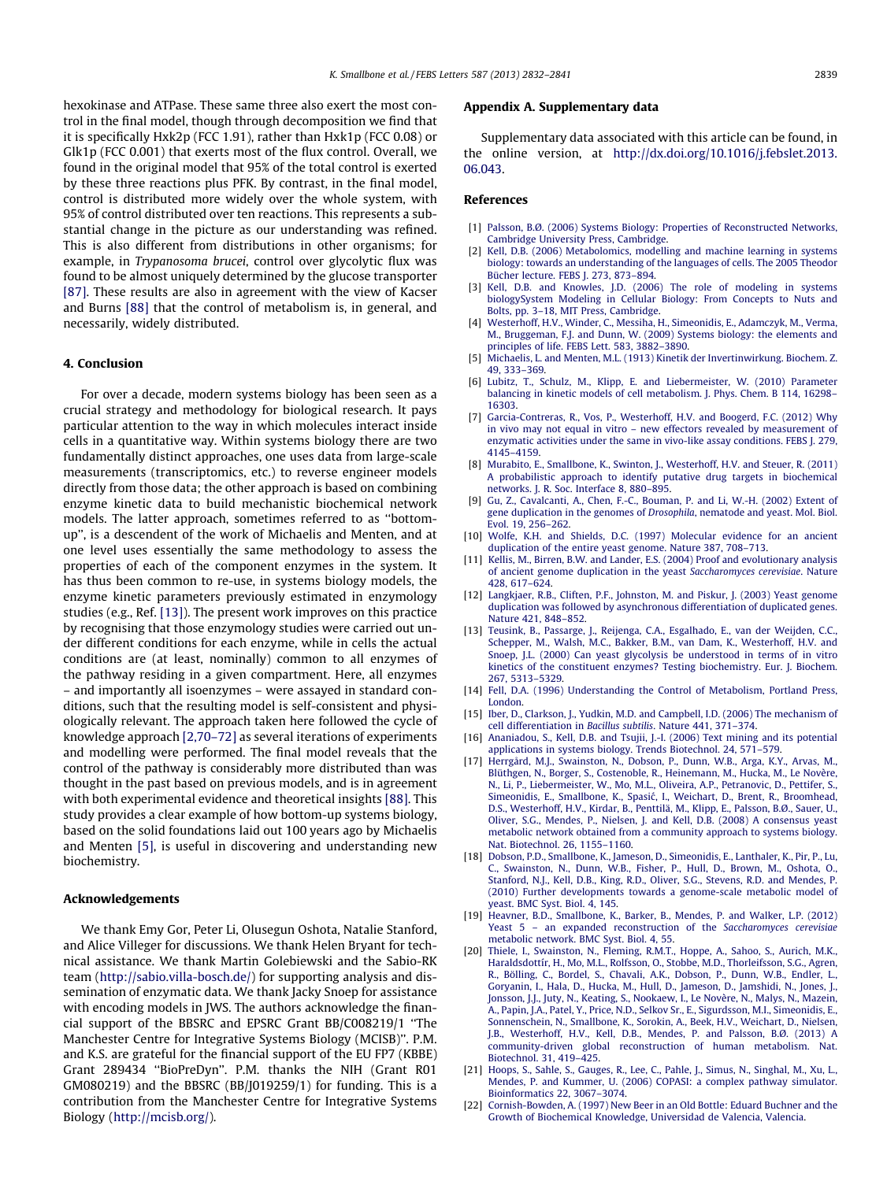hexokinase and ATPase. These same three also exert the most control in the final model, though through decomposition we find that it is specifically Hxk2p (FCC 1.91), rather than Hxk1p (FCC 0.08) or Glk1p (FCC 0.001) that exerts most of the flux control. Overall, we found in the original model that 95% of the total control is exerted by these three reactions plus PFK. By contrast, in the final model, control is distributed more widely over the whole system, with 95% of control distributed over ten reactions. This represents a substantial change in the picture as our understanding was refined. This is also different from distributions in other organisms; for example, in *Trypanosoma brucei*, control over glycolytic flux was found to be almost uniquely determined by the glucose transporter [87]. These results are also in agreement with the view of Kacser and Burns [88] that the control of metabolism is, in general, and necessarily, widely distributed.

## 4. Conclusion

For over a decade, modern systems biology has been seen as a crucial strategy and methodology for biological research. It pays particular attention to the way in which molecules interact inside cells in a quantitative way. Within systems biology there are two fundamentally distinct approaches, one uses data from large-scale measurements (transcriptomics, etc.) to reverse engineer models directly from those data; the other approach is based on combining enzyme kinetic data to build mechanistic biochemical network models. The latter approach, sometimes referred to as ''bottom-up'', is a descendent of the work of Michaelis and Menten, and at one level uses essentially the same methodology to assess the properties of each of the component enzymes in the system. It has thus been common to re-use, in systems biology models, the enzyme kinetic parameters previously estimated in enzymology studies (e.g., Ref. [13]). The present work improves on this practice by recognising that those enzymology studies were carried out under different conditions for each enzyme, while in cells the actual conditions are (at least, nominally) common to all enzymes of the pathway residing in a given compartment. Here, all enzymes – and importantly all isoenzymes – were assayed in standard conditions, such that the resulting model is self-consistent and physiologically relevant. The approach taken here followed the cycle of knowledge approach [2,70–72] as several iterations of experiments and modelling were performed. The final model reveals that the control of the pathway is considerably more distributed than was thought in the past based on previous models, and is in agreement with both experimental evidence and theoretical insights [88]. This study provides a clear example of how bottom-up systems biology, based on the solid foundations laid out 100 years ago by Michaelis and Menten [5], is useful in discovering and understanding new biochemistry.

## Acknowledgements

We thank Emy Gor, Peter Li, Olusegun Oshota, Natalie Stanford, and Alice Villeger for discussions. We thank Helen Bryant for technical assistance. We thank Martin Golebiewski and the Sabio-RK team (http://sabio.villa-bosch.de/) for supporting analysis and dissemination of enzymatic data. We thank Jacky Snoep for assistance with encoding models in JWS. The authors acknowledge the financial support of the BBSRC and EPSRC Grant BB/C008219/1 ''The Manchester Centre for Integrative Systems Biology (MCISB)''. P.M. and K.S. are grateful for the financial support of the EU FP7 (KBBE) Grant 289434 ''BioPreDyn''. P.M. thanks the NIH (Grant R01 GM080219) and the BBSRC (BB/J019259/1) for funding. This is a contribution from the Manchester Centre for Integrative Systems Biology (http://mcisb.org/).

## Appendix A. Supplementary data

Supplementary data associated with this article can be found, in the online version, at http://dx.doi.org/10.1016/j.febslet.2013.06.043.

## References

[1] Palsson, B.Ø. (2006) Systems Biology: Properties of Reconstructed Networks, Cambridge University Press, Cambridge.

[2] Kell, D.B. (2006) Metabolomics, modelling and machine learning in systems biology: towards an understanding of the languages of cells. The 2005 Theodor Bücher lecture. FEBS J. 273, 873–894.

[3] Kell, D.B. and Knowles, J.D. (2006) The role of modeling in systems biologySystem Modeling in Cellular Biology: From Concepts to Nuts and Bolts, pp. 3–18, MIT Press, Cambridge.

[4] Westerhoff, H.V., Winder, C., Messiha, H., Simeonidis, E., Adamczyk, M., Verma, M., Bruggeman, F.J. and Dunn, W. (2009) Systems biology: the elements and principles of life. FEBS Lett. 583, 3882–3890.

[5] Michaelis, L. and Menten, M.L. (1913) Kinetik der Invertinwirkung. Biochem. Z. 49, 333–369.

[6] Lubitz, T., Schulz, M., Klipp, E. and Liebermeister, W. (2010) Parameter balancing in kinetic models of cell metabolism. J. Phys. Chem. B 114, 16298–16303.

[7] Garcia-Contreras, R., Vos, P., Westerhoff, H.V. and Boogerd, F.C. (2012) Why in vivo may not equal in vitro – new effectors revealed by measurement of enzymatic activities under the same in vivo-like assay conditions. FEBS J. 279, 4145–4159.

[8] Murabito, E., Smallbone, K., Swinton, J., Westerhoff, H.V. and Steuer, R. (2011) A probabilistic approach to identify putative drug targets in biochemical networks. J. R. Soc. Interface 8, 880–895.

[9] Gu, Z., Cavalcanti, A., Chen, F.-C., Bouman, P. and Li, W.-H. (2002) Extent of gene duplication in the genomes of *Drosophila*, nematode and yeast. Mol. Biol. Evol. 19, 256–262.

[10] Wolfe, K.H. and Shields, D.C. (1997) Molecular evidence for an ancient duplication of the entire yeast genome. Nature 387, 708–713.

[11] Kellis, M., Birren, B.W. and Lander, E.S. (2004) Proof and evolutionary analysis of ancient genome duplication in the yeast *Saccharomyces cerevisiae*. Nature 428, 617–624.

[12] Langkjaer, R.B., Cliften, P.F., Johnston, M. and Piskur, J. (2003) Yeast genome duplication was followed by asynchronous differentiation of duplicated genes. Nature 421, 848–852.

[13] Teusink, B., Passarge, J., Reijenga, C.A., Esgalhado, E., van der Weijden, C.C., Schepper, M., Walsh, M.C., Bakker, B.M., van Dam, K., Westerhoff, H.V. and Snoep, J.L. (2000) Can yeast glycolysis be understood in terms of in vitro kinetics of the constituent enzymes? Testing biochemistry. Eur. J. Biochem. 267, 5313–5329.

[14] Fell, D.A. (1996) Understanding the Control of Metabolism, Portland Press, London.

[15] Iber, D., Clarkson, J., Yudkin, M.D. and Campbell, I.D. (2006) The mechanism of cell differentiation in *Bacillus subtilis*. Nature 441, 371–374.

[16] Ananiadou, S., Kell, D.B. and Tsujii, J.-I. (2006) Text mining and its potential applications in systems biology. Trends Biotechnol. 24, 571–579.

[17] Herrgård, M.J., Swainston, N., Dobson, P., Dunn, W.B., Arga, K.Y., Arvas, M., Blüthgen, N., Borger, S., Costenoble, R., Heinemann, M., Hucka, M., Le Novère, N., Li, P., Liebermeister, W., Mo, M.L., Oliveira, A.P., Petranovic, D., Pettifer, S., Simeonidis, E., Smallbone, K., Spasić, I., Weichart, D., Brent, R., Broomhead, D.S., Westerhoff, H.V., Kirdar, B., Penttilä, M., Klipp, E., Palsson, B.Ø., Sauer, U., Oliver, S.G., Mendes, P., Nielsen, J. and Kell, D.B. (2008) A consensus yeast metabolic network obtained from a community approach to systems biology. Nat. Biotechnol. 26, 1155–1160.

[18] Dobson, P.D., Smallbone, K., Jameson, D., Simeonidis, E., Lanthaler, K., Pir, P., Lu, C., Swainston, N., Dunn, W.B., Fisher, P., Hull, D., Brown, M., Oshota, O., Stanford, N.J., Kell, D.B., King, R.D., Oliver, S.G., Stevens, R.D. and Mendes, P. (2010) Further developments towards a genome-scale metabolic model of yeast. BMC Syst. Biol. 4, 145.

[19] Heavner, B.D., Smallbone, K., Barker, B., Mendes, P. and Walker, L.P. (2012) Yeast 5 – an expanded reconstruction of the *Saccharomyces cerevisiae* metabolic network. BMC Syst. Biol. 4, 55.

[20] Thiele, I., Swainston, N., Fleming, R.M.T., Hoppe, A., Sahoo, S., Aurich, M.K., Haraldsdottír, H., Mo, M.L., Rolfsson, O., Stobbe, M.D., Thorleifsson, S.G., Agren, R., Bölling, C., Bordel, S., Chavali, A.K., Dobson, P., Dunn, W.B., Endler, L., Goryanin, I., Hala, D., Hucka, M., Hull, D., Jameson, D., Jamshidi, N., Jones, J., Jonsson, J.J., Juty, N., Keating, S., Nookaew, I., Le Novère, N., Malys, N., Mazein, A., Papin, J.A., Patel, Y., Price, N.D., Selkov Sr., E., Sigurdsson, M.I., Simeonidis, E., Sonnenschein, N., Smallbone, K., Sorokin, A., Beek, H.V., Weichart, D., Nielsen, J.B., Westerhoff, H.V., Kell, D.B., Mendes, P. and Palsson, B.Ø. (2013) A community-driven global reconstruction of human metabolism. Nat. Biotechnol. 31, 419–425.

[21] Hoops, S., Sahle, S., Gauges, R., Lee, C., Pahle, J., Simus, N., Singhal, M., Xu, L., Mendes, P. and Kummer, U. (2006) COPASI: a complex pathway simulator. Bioinformatics 22, 3067–3074.

[22] Cornish-Bowden, A. (1997) New Beer in an Old Bottle: Eduard Buchner and the Growth of Biochemical Knowledge, Universidad de Valencia, Valencia.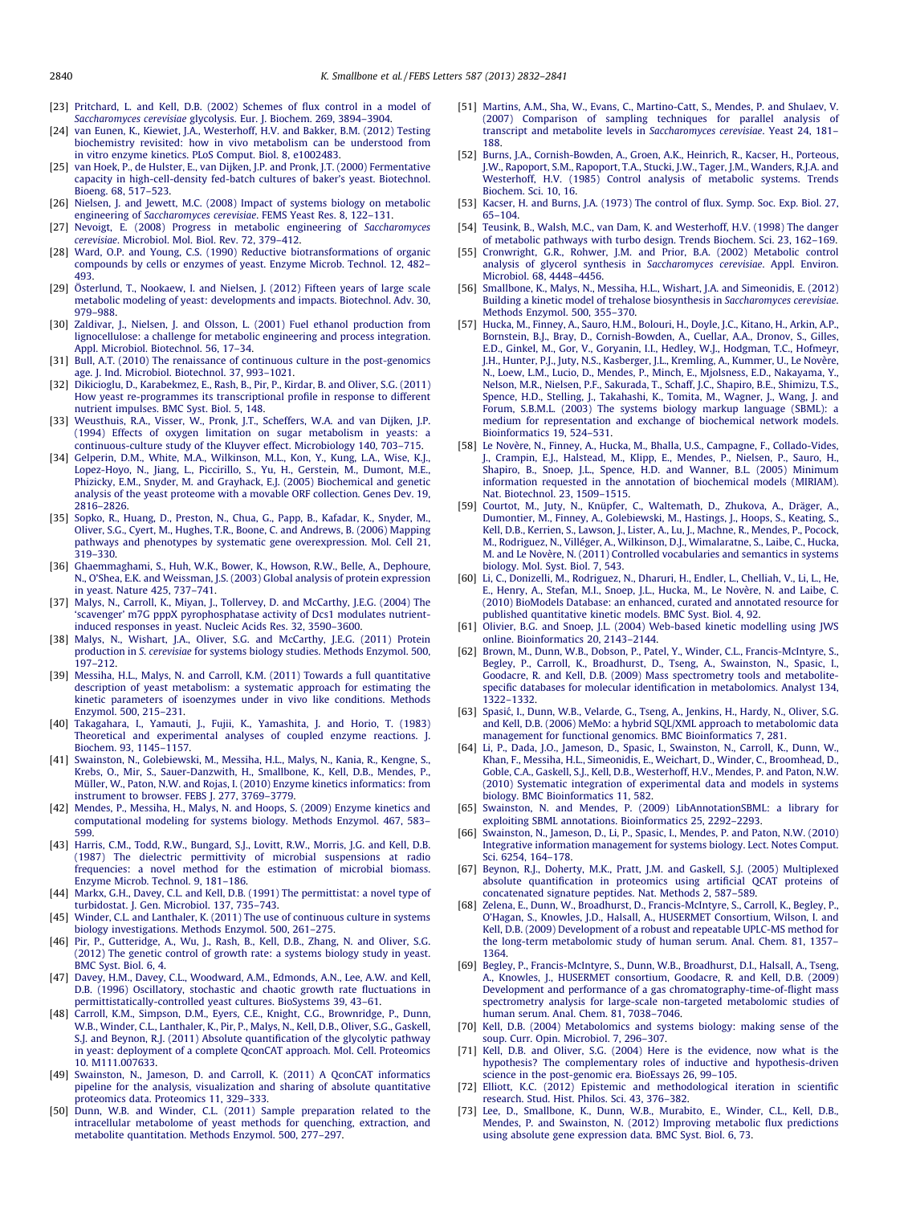[23] Pritchard, L. and Kell, D.B. (2002) Schemes of flux control in a model of *Saccharomyces cerevisiae* glycolysis. Eur. J. Biochem. 269, 3894–3904.

[24] van Eunen, K., Kiewiet, J.A., Westerhoff, H.V. and Bakker, B.M. (2012) Testing biochemistry revisited: how in vivo metabolism can be understood from in vitro enzyme kinetics. PLoS Comput. Biol. 8, e1002483.

[25] van Hoek, P., de Hulster, E., van Dijken, J.P. and Pronk, J.T. (2000) Fermentative capacity in high-cell-density fed-batch cultures of baker's yeast. Biotechnol. Bioeng. 68, 517–523.

[26] Nielsen, J. and Jewett, M.C. (2008) Impact of systems biology on metabolic engineering of *Saccharomyces cerevisiae*. FEMS Yeast Res. 8, 122–131.

[27] Nevoigt, E. (2008) Progress in metabolic engineering of *Saccharomyces cerevisiae*. Microbiol. Mol. Biol. Rev. 72, 379–412.

[28] Ward, O.P. and Young, C.S. (1990) Reductive biotransformations of organic compounds by cells or enzymes of yeast. Enzyme Microb. Technol. 12, 482–493.

[29] Österlund, T., Nookaew, I. and Nielsen, J. (2012) Fifteen years of large scale metabolic modeling of yeast: developments and impacts. Biotechnol. Adv. 30, 979–988.

[30] Zaldivar, J., Nielsen, J. and Olsson, L. (2001) Fuel ethanol production from lignocellulose: a challenge for metabolic engineering and process integration. Appl. Microbiol. Biotechnol. 56, 17–34.

[31] Bull, A.T. (2010) The renaissance of continuous culture in the post-genomics age. J. Ind. Microbiol. Biotechnol. 37, 993–1021.

[32] Dikicioglu, D., Karabekmez, E., Rash, B., Pir, P., Kirdar, B. and Oliver, S.G. (2011) How yeast re-programmes its transcriptional profile in response to different nutrient impulses. BMC Syst. Biol. 5, 148.

[33] Weusthuis, R.A., Visser, W., Pronk, J.T., Scheffers, W.A. and van Dijken, J.P. (1994) Effects of oxygen limitation on sugar metabolism in yeasts: a continuous-culture study of the Kluyver effect. Microbiology 140, 703–715.

[34] Gelperin, D.M., White, M.A., Wilkinson, M.L., Kon, Y., Kung, L.A., Wise, K.J., Lopez-Hoyo, N., Jiang, L., Piccirillo, S., Yu, H., Gerstein, M., Dumont, M.E., Phizicky, E.M., Snyder, M. and Grayhack, E.J. (2005) Biochemical and genetic analysis of the yeast proteome with a movable ORF collection. Genes Dev. 19, 2816–2826.

[35] Sopko, R., Huang, D., Preston, N., Chua, G., Papp, B., Kafadar, K., Snyder, M., Oliver, S.G., Cyert, M., Hughes, T.R., Boone, C. and Andrews, B. (2006) Mapping pathways and phenotypes by systematic gene overexpression. Mol. Cell 21, 319–330.

[36] Ghaemmaghami, S., Huh, W.K., Bower, K., Howson, R.W., Belle, A., Dephoure, N., O'Shea, E.K. and Weissman, J.S. (2003) Global analysis of protein expression in yeast. Nature 425, 737–741.

[37] Malys, N., Carroll, K., Miyan, J., Tollervey, D. and McCarthy, J.E.G. (2004) The 'scavenger' m7G pppX pyrophosphatase activity of Dcs1 modulates nutrient-induced responses in yeast. Nucleic Acids Res. 32, 3590–3600.

[38] Malys, N., Wishart, J.A., Oliver, S.G. and McCarthy, J.E.G. (2011) Protein production in *S. cerevisiae* for systems biology studies. Methods Enzymol. 500, 197–212.

[39] Messiha, H.L., Malys, N. and Carroll, K.M. (2011) Towards a full quantitative description of yeast metabolism: a systematic approach for estimating the kinetic parameters of isoenzymes under in vivo like conditions. Methods Enzymol. 500, 215–231.

[40] Takagahara, I., Yamauti, J., Fujii, K., Yamashita, J. and Horio, T. (1983) Theoretical and experimental analyses of coupled enzyme reactions. J. Biochem. 93, 1145–1157.

[41] Swainston, N., Golebiewski, M., Messiha, H.L., Malys, N., Kania, R., Kengne, S., Krebs, O., Mir, S., Sauer-Danzwith, H., Smallbone, K., Weidemann, A., Wittig, U., Kell, D.B., Mendes, P., Müller, W., Paton, N.W. and Rojas, I. (2010) Enzyme kinetics informatics: from instrument to browser. FEBS J. 277, 3769–3779.

[42] Mendes, P., Messiha, H., Malys, N. and Hoops, S. (2009) Enzyme kinetics and computational modeling for systems biology. Methods Enzymol. 467, 583–599.

[43] Harris, C.M., Todd, R.W., Bungard, S.J., Lovitt, R.W., Morris, J.G. and Kell, D.B. (1987) The dielectric permittivity of microbial suspensions at radio frequencies: a novel method for the estimation of microbial biomass. Enzyme Microb. Technol. 9, 181–186.

[44] Markx, G.H., Davey, C.L. and Kell, D.B. (1991) The permittistat: a novel type of turbidostat. J. Gen. Microbiol. 137, 735–743.

[45] Winder, C.L. and Lanthaler, K. (2011) The use of continuous culture in systems biology investigations. Methods Enzymol. 500, 261–275.

[46] Pir, P., Gutteridge, A., Wu, J., Rash, B., Kell, D.B., Zhang, N. and Oliver, S.G. (2012) The genetic control of growth rate: a systems biology study in yeast. BMC Syst. Biol. 6, 4.

[47] Davey, H.M., Davey, C.L., Woodward, A.M., Edmonds, A.N., Lee, A.W. and Kell, D.B. (1996) Oscillatory, stochastic and chaotic growth rate fluctuations in permittistatically-controlled yeast cultures. BioSystems 39, 43–61.

[48] Carroll, K.M., Simpson, D.M., Eyers, C.E., Knight, C.G., Brownridge, P., Dunn, W.B., Winder, C.L., Lanthaler, K., Pir, P., Malys, N., Kell, D.B., Oliver, S.G., Gaskell, S.J. and Beynon, R.J. (2011) Absolute quantification of the glycolytic pathway in yeast: deployment of a complete QconCAT approach. Mol. Cell. Proteomics 10. M111.007633.

[49] Swainston, N., Jameson, D. and Carroll, K. (2011) A QconCAT informatics pipeline for the analysis, visualization and sharing of absolute quantitative proteomics data. Proteomics 11, 329–333.

[50] Dunn, W.B. and Winder, C.L. (2011) Sample preparation related to the intracellular metabolome of yeast methods for quenching, extraction, and metabolite quantitation. Methods Enzymol. 500, 277–297.

[51] Martins, A.M., Sha, W., Evans, C., Martino-Catt, S., Mendes, P. and Shulaev, V. (2007) Comparison of sampling techniques for parallel analysis of transcript and metabolite levels in *Saccharomyces cerevisiae*. Yeast 24, 181–188.

[52] Burns, J.A., Cornish-Bowden, A., Groen, A.K., Heinrich, R., Kacser, H., Porteous, J.W., Rapoport, S.M., Rapoport, T.A., Stucki, J.W., Tager, J.M., Wanders, R.J.A. and Westerhoff, H.V. (1985) Control analysis of metabolic systems. Trends Biochem. Sci. 10, 16.

[53] Kacser, H. and Burns, J.A. (1973) The control of flux. Symp. Soc. Exp. Biol. 27, 65–104.

[54] Teusink, B., Walsh, M.C., van Dam, K. and Westerhoff, H.V. (1998) The danger of metabolic pathways with turbo design. Trends Biochem. Sci. 23, 162–169.

[55] Cronwright, G.R., Rohwer, J.M. and Prior, B.A. (2002) Metabolic control analysis of glycerol synthesis in *Saccharomyces cerevisiae*. Appl. Environ. Microbiol. 68, 4448–4456.

[56] Smallbone, K., Malys, N., Messiha, H.L., Wishart, J.A. and Simeonidis, E. (2012) Building a kinetic model of trehalose biosynthesis in *Saccharomyces cerevisiae*. Methods Enzymol. 500, 355–370.

[57] Hucka, M., Finney, A., Sauro, H.M., Bolouri, H., Doyle, J.C., Kitano, H., Arkin, A.P., Bornstein, B.J., Bray, D., Cornish-Bowden, A., Cuellar, A.A., Dronov, S., Gilles, E.D., Ginkel, M., Gor, V., Goryanin, I.I., Hedley, W.J., Hodgman, T.C., Hofmeyr, J.H., Hunter, P.J., Juty, N.S., Kasberger, J.L., Kremling, A., Kummer, U., Le Novère, N., Loew, L.M., Lucio, D., Mendes, P., Minch, E., Mjolsness, E.D., Nakayama, Y., Nelson, M.R., Nielsen, P.F., Sakurada, T., Schaff, J.C., Shapiro, B.E., Shimizu, T.S., Spence, H.D., Stelling, J., Takahashi, K., Tomita, M., Wagner, J., Wang, J. and Forum, S.B.M.L. (2003) The systems biology markup language (SBML): a medium for representation and exchange of biochemical network models. Bioinformatics 19, 524–531.

[58] Le Novère, N., Finney, A., Hucka, M., Bhalla, U.S., Campagne, F., Collado-Vides, J., Crampin, E.J., Halstead, M., Klipp, E., Mendes, P., Nielsen, P., Sauro, H., Shapiro, B., Snoep, J.L., Spence, H.D. and Wanner, B.L. (2005) Minimum information requested in the annotation of biochemical models (MIRIAM). Nat. Biotechnol. 23, 1509–1515.

[59] Courtot, M., Juty, N., Knüpfer, C., Waltemath, D., Zhukova, A., Dräger, A., Dumontier, M., Finney, A., Golebiewski, M., Hastings, J., Hoops, S., Keating, S., Kell, D.B., Kerrien, S., Lawson, J., Lister, A., Lu, J., Machne, R., Mendes, P., Pocock, M., Rodriguez, N., Villéger, A., Wilkinson, D.J., Wimalaratne, S., Laibe, C., Hucka, M. and Le Novère, N. (2011) Controlled vocabularies and semantics in systems biology. Mol. Syst. Biol. 7, 543.

[60] Li, C., Donizelli, M., Rodriguez, N., Dharuri, H., Endler, L., Chelliah, V., Li, L., He, E., Henry, A., Stefan, M.I., Snoep, J.L., Hucka, M., Le Novère, N. and Laibe, C. (2010) BioModels Database: an enhanced, curated and annotated resource for published quantitative kinetic models. BMC Syst. Biol. 4, 92.

[61] Olivier, B.G. and Snoep, J.L. (2004) Web-based kinetic modelling using JWS online. Bioinformatics 20, 2143–2144.

[62] Brown, M., Dunn, W.B., Dobson, P., Patel, Y., Winder, C.L., Francis-McIntyre, S., Begley, P., Carroll, K., Broadhurst, D., Tseng, A., Swainston, N., Spasic, I., Goodacre, R. and Kell, D.B. (2009) Mass spectrometry tools and metabolite-specific databases for molecular identification in metabolomics. Analyst 134, 1322–1332.

[63] Spasić, I., Dunn, W.B., Velarde, G., Tseng, A., Jenkins, H., Hardy, N., Oliver, S.G. and Kell, D.B. (2006) MeMo: a hybrid SQL/XML approach to metabolomic data management for functional genomics. BMC Bioinformatics 7, 281.

[64] Li, P., Dada, J.O., Jameson, D., Spasic, I., Swainston, N., Carroll, K., Dunn, W., Khan, F., Messiha, H.L., Simeonidis, E., Weichart, D., Winder, C., Broomhead, D., Goble, C.A., Gaskell, S.J., Kell, D.B., Westerhoff, H.V., Mendes, P. and Paton, N.W. (2010) Systematic integration of experimental data and models in systems biology. BMC Bioinformatics 11, 582.

[65] Swainston, N. and Mendes, P. (2009) LibAnnotationSBML: a library for exploiting SBML annotations. Bioinformatics 25, 2292–2293.

[66] Swainston, N., Jameson, D., Li, P., Spasic, I., Mendes, P. and Paton, N.W. (2010) Integrative information management for systems biology. Lect. Notes Comput. Sci. 6254, 164–178.

[67] Beynon, R.J., Doherty, M.K., Pratt, J.M. and Gaskell, S.J. (2005) Multiplexed absolute quantification in proteomics using artificial QCAT proteins of concatenated signature peptides. Nat. Methods 2, 587–589.

[68] Zelena, E., Dunn, W.B., Broadhurst, D., Francis-McIntyre, S., Carroll, K., Begley, P., O'Hagan, S., Knowles, J.D., Halsall, A., HUSERMET Consortium, Wilson, I. and Kell, D.B. (2009) Development of a robust and repeatable UPLC-MS method for the long-term metabolomic study of human serum. Anal. Chem. 81, 1357–1364.

[69] Begley, P., Francis-McIntyre, S., Dunn, W.B., Broadhurst, D.I., Halsall, A., Tseng, A., Knowles, J., HUSERMET consortium, Goodacre, R. and Kell, D.B. (2009) Development and performance of a gas chromatography-time-of-flight mass spectrometry analysis for large-scale non-targeted metabolomic studies of human serum. Anal. Chem. 81, 7038–7046.

[70] Kell, D.B. (2004) Metabolomics and systems biology: making sense of the soup. Curr. Opin. Microbiol. 7, 296–307.

[71] Kell, D.B. and Oliver, S.G. (2004) Here is the evidence, now what is the hypothesis? The complementary roles of inductive and hypothesis-driven science in the post-genomic era. BioEssays 26, 99–105.

[72] Elliott, K.C. (2012) Epistemic and methodological iteration in scientific research. Stud. Hist. Philos. Sci. 43, 376–382.

[73] Lee, D., Smallbone, K., Dunn, W.B., Murabito, E., Winder, C.L., Kell, D.B., Mendes, P. and Swainston, N. (2012) Improving metabolic flux predictions using absolute gene expression data. BMC Syst. Biol. 6, 73.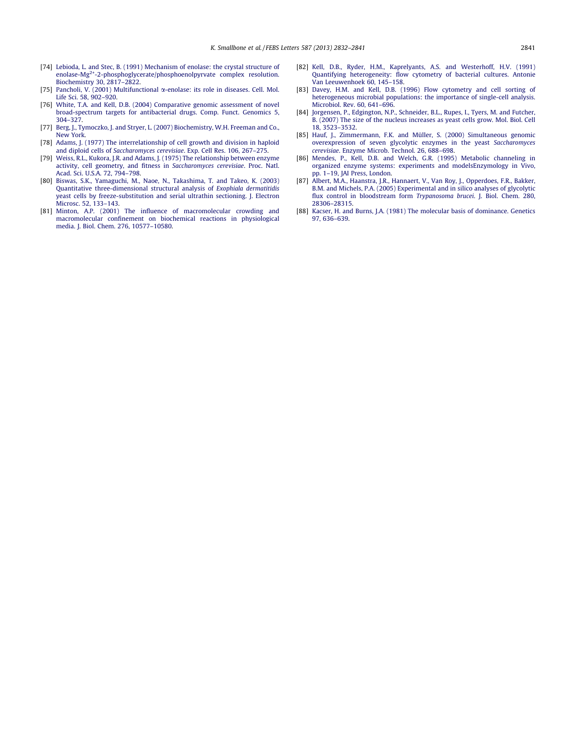[74] Lebioda, L. and Stec, B. (1991) Mechanism of enolase: the crystal structure of enolase-$Mg^{2+}$-2-phosphoglycerate/phosphoenolpyrvate complex resolution. Biochemistry 30, 2817–2822.

[75] Pancholi, V. (2001) Multifunctional α-enolase: its role in diseases. Cell. Mol. Life Sci. 58, 902–920.

[76] White, T.A. and Kell, D.B. (2004) Comparative genomic assessment of novel broad-spectrum targets for antibacterial drugs. Comp. Funct. Genomics 5, 304–327.

[77] Berg, J., Tymoczko, J. and Stryer, L. (2007) Biochemistry, W.H. Freeman and Co., New York.

[78] Adams, J. (1977) The interrelationship of cell growth and division in haploid and diploid cells of *Saccharomyces cerevisiae*. Exp. Cell Res. 106, 267–275.

[79] Weiss, R.L., Kukora, J.R. and Adams, J. (1975) The relationship between enzyme activity, cell geometry, and fitness in *Saccharomyces cerevisiae*. Proc. Natl. Acad. Sci. U.S.A. 72, 794–798.

[80] Biswas, S.K., Yamaguchi, M., Naoe, N., Takashima, T. and Takeo, K. (2003) Quantitative three-dimensional structural analysis of *Exophiala dermatitidis* yeast cells by freeze-substitution and serial ultrathin sectioning. J. Electron Microsc. 52, 133–143.

[81] Minton, A.P. (2001) The influence of macromolecular crowding and macromolecular confinement on biochemical reactions in physiological media. J. Biol. Chem. 276, 10577–10580.

[82] Kell, D.B., Ryder, H.M., Kaprelyants, A.S. and Westerhoff, H.V. (1991) Quantifying heterogeneity: flow cytometry of bacterial cultures. Antonie Van Leeuwenhoek 60, 145–158.

[83] Davey, H.M. and Kell, D.B. (1996) Flow cytometry and cell sorting of heterogeneous microbial populations: the importance of single-cell analysis. Microbiol. Rev. 60, 641–696.

[84] Jorgensen, P., Edgington, N.P., Schneider, B.L., Rupes, I., Tyers, M. and Futcher, B. (2007) The size of the nucleus increases as yeast cells grow. Mol. Biol. Cell 18, 3523–3532.

[85] Hauf, J., Zimmermann, F.K. and Müller, S. (2000) Simultaneous genomic overexpression of seven glycolytic enzymes in the yeast *Saccharomyces cerevisiae*. Enzyme Microb. Technol. 26, 688–698.

[86] Mendes, P., Kell, D.B. and Welch, G.R. (1995) Metabolic channeling in organized enzyme systems: experiments and modelsEnzymology in Vivo, pp. 1–19, JAI Press, London.

[87] Albert, M.A., Haanstra, J.R., Hannaert, V., Van Roy, J., Opperdoes, F.R., Bakker, B.M. and Michels, P.A. (2005) Experimental and in silico analyses of glycolytic flux control in bloodstream form *Trypanosoma brucei*. J. Biol. Chem. 280, 28306–28315.

[88] Kacser, H. and Burns, J.A. (1981) The molecular basis of dominance. Genetics 97, 636–639.